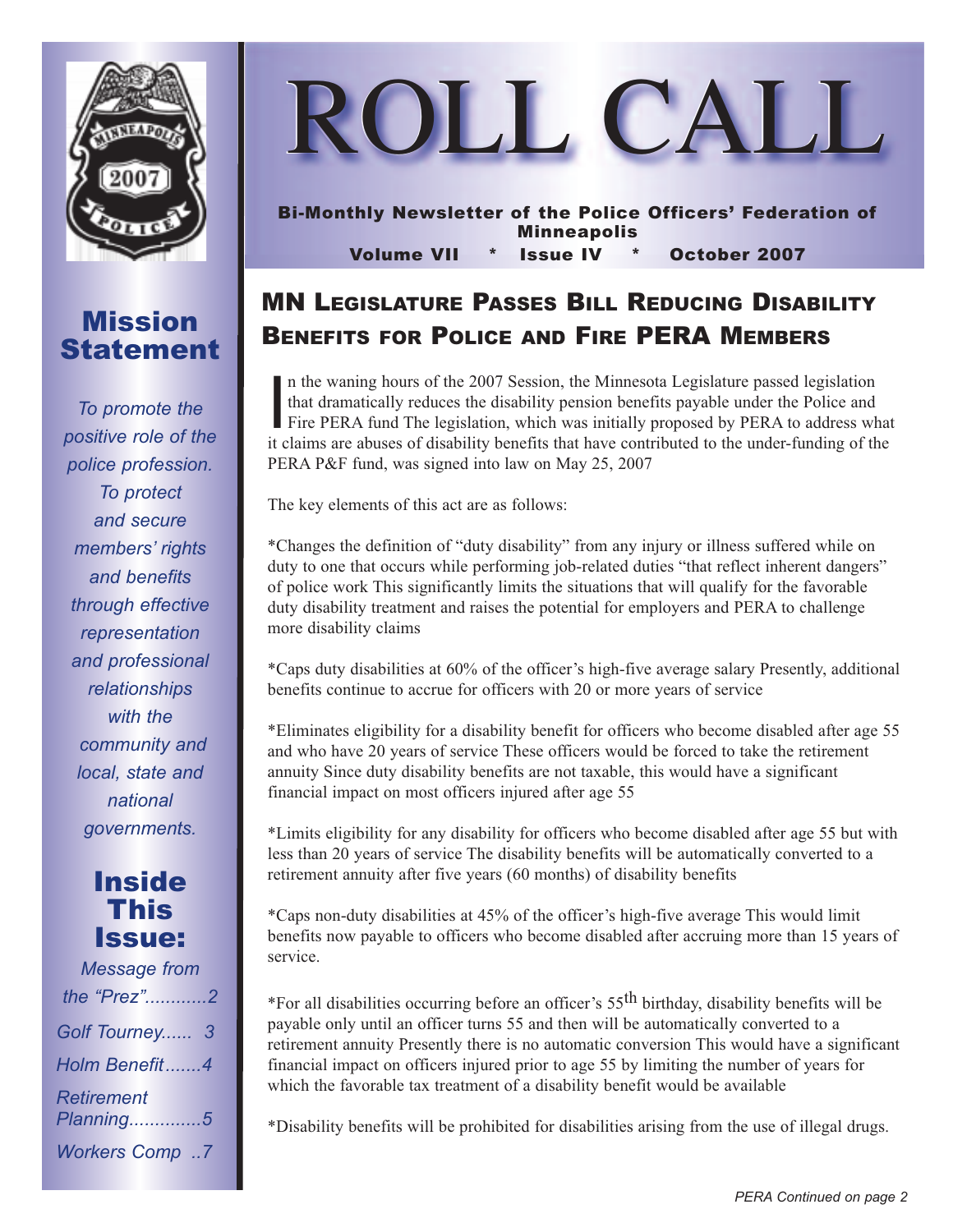# ROLL CALL

**Bi-Monthly Newsletter of the Police Officers' Federation of Minneapolis**

**Volume VII * Issue IV * October 2007**

## Mission Statement

*To promote the positive role of the police profession. To protect and secure members' rights and benefits through effective representation and professional relationships with the community and local, state and national governments.*

## Inside This Issue:

- *Message from the "Prez"............2*
- *Golf Tourney...... 3*
- *Holm Benefit.......4*
- *Retirement Planning..............5*
- *Workers Comp ..7*

## MN Legislature Passes Bill Reducing Disability Benefits for Police and Fire PERA Members

In the waning hours of the 2007 Session, the Minnesota Legislature passed legislation that dramatically reduces the disability pension benefits payable under the Police and Fire PERA fund The legislation, which was initially proposed by PERA to address what it claims are abuses of disability benefits that have contributed to the under-funding of the PERA P&F fund, was signed into law on May 25, 2007

The key elements of this act are as follows:

*Changes the definition of "duty disability" from any injury or illness suffered while on duty to one that occurs while performing job-related duties "that reflect inherent dangers" of police work This significantly limits the situations that will qualify for the favorable duty disability treatment and raises the potential for employers and PERA to challenge more disability claims

*Caps duty disabilities at 60% of the officer's high-five average salary Presently, additional benefits continue to accrue for officers with 20 or more years of service

*Eliminates eligibility for a disability benefit for officers who become disabled after age 55 and who have 20 years of service These officers would be forced to take the retirement annuity Since duty disability benefits are not taxable, this would have a significant financial impact on most officers injured after age 55

*Limits eligibility for any disability for officers who become disabled after age 55 but with less than 20 years of service The disability benefits will be automatically converted to a retirement annuity after five years (60 months) of disability benefits

*Caps non-duty disabilities at 45% of the officer's high-five average This would limit benefits now payable to officers who become disabled after accruing more than 15 years of service.

*For all disabilities occurring before an officer's 55th birthday, disability benefits will be payable only until an officer turns 55 and then will be automatically converted to a retirement annuity Presently there is no automatic conversion This would have a significant financial impact on officers injured prior to age 55 by limiting the number of years for which the favorable tax treatment of a disability benefit would be available

*Disability benefits will be prohibited for disabilities arising from the use of illegal drugs.

*PERA Continued on page 2*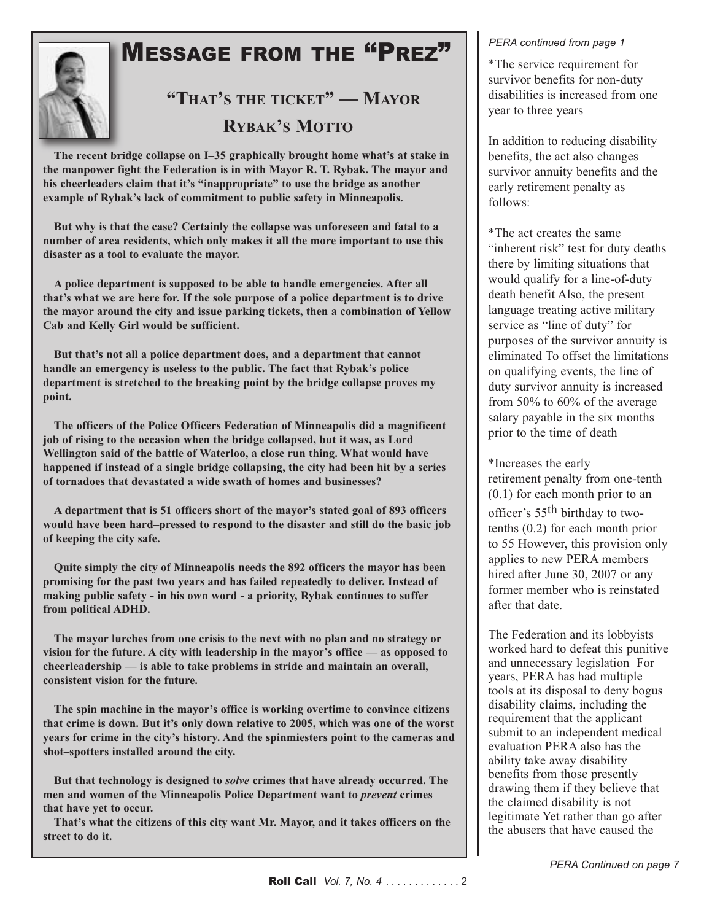# Message from the "Prez"

## "That's the ticket" — Mayor Rybak's Motto

**The recent bridge collapse on I–35 graphically brought home what's at stake in the manpower fight the Federation is in with Mayor R. T. Rybak. The mayor and his cheerleaders claim that it's "inappropriate" to use the bridge as another example of Rybak's lack of commitment to public safety in Minneapolis.**

**But why is that the case? Certainly the collapse was unforeseen and fatal to a number of area residents, which only makes it all the more important to use this disaster as a tool to evaluate the mayor.**

**A police department is supposed to be able to handle emergencies. After all that's what we are here for. If the sole purpose of a police department is to drive the mayor around the city and issue parking tickets, then a combination of Yellow Cab and Kelly Girl would be sufficient.**

**But that's not all a police department does, and a department that cannot handle an emergency is useless to the public. The fact that Rybak's police department is stretched to the breaking point by the bridge collapse proves my point.**

**The officers of the Police Officers Federation of Minneapolis did a magnificent job of rising to the occasion when the bridge collapsed, but it was, as Lord Wellington said of the battle of Waterloo, a close run thing. What would have happened if instead of a single bridge collapsing, the city had been hit by a series of tornadoes that devastated a wide swath of homes and businesses?**

**A department that is 51 officers short of the mayor's stated goal of 893 officers would have been hard–pressed to respond to the disaster and still do the basic job of keeping the city safe.**

**Quite simply the city of Minneapolis needs the 892 officers the mayor has been promising for the past two years and has failed repeatedly to deliver. Instead of making public safety - in his own word - a priority, Rybak continues to suffer from political ADHD.**

**The mayor lurches from one crisis to the next with no plan and no strategy or vision for the future. A city with leadership in the mayor's office — as opposed to cheerleadership — is able to take problems in stride and maintain an overall, consistent vision for the future.**

**The spin machine in the mayor's office is working overtime to convince citizens that crime is down. But it's only down relative to 2005, which was one of the worst years for crime in the city's history. And the spinmiesters point to the cameras and shot–spotters installed around the city.**

**But that technology is designed to *solve* crimes that have already occurred. The men and women of the Minneapolis Police Department want to *prevent* crimes that have yet to occur.**

**That's what the citizens of this city want Mr. Mayor, and it takes officers on the street to do it.**

*PERA continued from page 1*

*The service requirement for survivor benefits for non-duty disabilities is increased from one year to three years

In addition to reducing disability benefits, the act also changes survivor annuity benefits and the early retirement penalty as follows:

*The act creates the same "inherent risk" test for duty deaths there by limiting situations that would qualify for a line-of-duty death benefit Also, the present language treating active military service as "line of duty" for purposes of the survivor annuity is eliminated To offset the limitations on qualifying events, the line of duty survivor annuity is increased from 50% to 60% of the average salary payable in the six months prior to the time of death

*Increases the early retirement penalty from one-tenth (0.1) for each month prior to an officer's 55th birthday to two-tenths (0.2) for each month prior to 55 However, this provision only applies to new PERA members hired after June 30, 2007 or any former member who is reinstated after that date.

The Federation and its lobbyists worked hard to defeat this punitive and unnecessary legislation For years, PERA has had multiple tools at its disposal to deny bogus disability claims, including the requirement that the applicant submit to an independent medical evaluation PERA also has the ability take away disability benefits from those presently drawing them if they believe that the claimed disability is not legitimate Yet rather than go after the abusers that have caused the

*PERA Continued on page 7*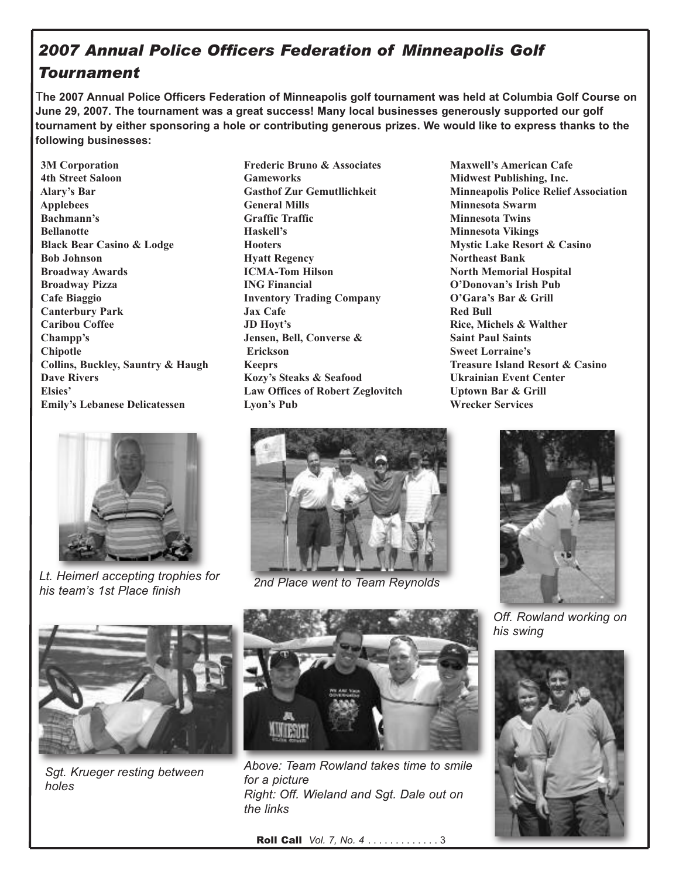## *2007 Annual Police Officers Federation of Minneapolis Golf Tournament*

**The 2007 Annual Police Officers Federation of Minneapolis golf tournament was held at Columbia Golf Course on June 29, 2007. The tournament was a great success! Many local businesses generously supported our golf tournament by either sponsoring a hole or contributing generous prizes. We would like to express thanks to the following businesses:**

**3M Corporation**
**4th Street Saloon**
**Alary's Bar**
**Applebees**
**Bachmann's**
**Bellanotte**
**Black Bear Casino & Lodge**
**Bob Johnson**
**Broadway Awards**
**Broadway Pizza**
**Cafe Biaggio**
**Canterbury Park**
**Caribou Coffee**
**Champp's**
**Chipotle**
**Collins, Buckley, Sauntry & Haugh**
**Dave Rivers**
**Elsies'**
**Emily's Lebanese Delicatessen**
**Frederic Bruno & Associates**
**Gameworks**
**Gasthof Zur Gemutllichkeit**
**General Mills**
**Graffic Traffic**
**Haskell's**
**Hooters**
**Hyatt Regency**
**ICMA-Tom Hilson**
**ING Financial**
**Inventory Trading Company**
**Jax Cafe**
**JD Hoyt's**
**Jensen, Bell, Converse & Erickson**
**Keeprs**
**Kozy's Steaks & Seafood**
**Law Offices of Robert Zeglovitch**
**Lyon's Pub**
**Maxwell's American Cafe**
**Midwest Publishing, Inc.**
**Minneapolis Police Relief Association**
**Minnesota Swarm**
**Minnesota Twins**
**Minnesota Vikings**
**Mystic Lake Resort & Casino**
**Northeast Bank**
**North Memorial Hospital**
**O'Donovan's Irish Pub**
**O'Gara's Bar & Grill**
**Red Bull**
**Rice, Michels & Walther**
**Saint Paul Saints**
**Sweet Lorraine's**
**Treasure Island Resort & Casino**
**Ukrainian Event Center**
**Uptown Bar & Grill**
**Wrecker Services**

*Lt. Heimerl accepting trophies for his team's 1st Place finish*

*2nd Place went to Team Reynolds*

*Off. Rowland working on his swing*

*Sgt. Krueger resting between holes*

*Above: Team Rowland takes time to smile for a picture*
*Right: Off. Wieland and Sgt. Dale out on the links*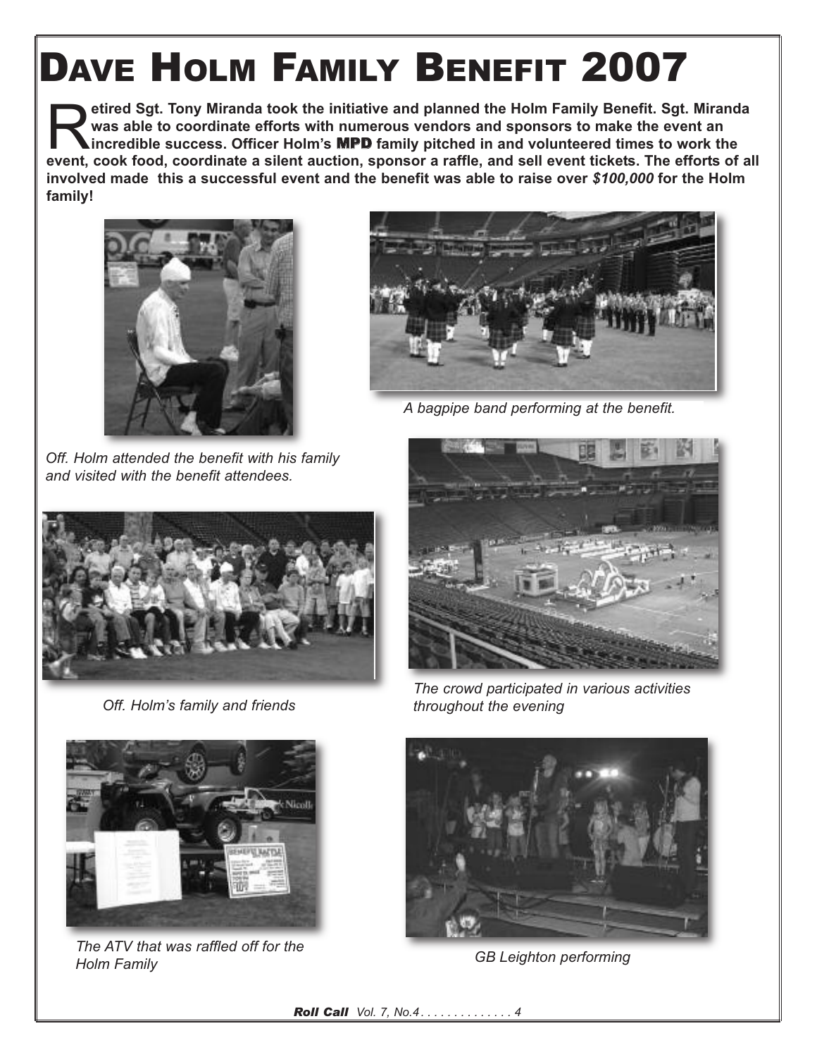# Dave Holm Family Benefit 2007

**Retired Sgt. Tony Miranda took the initiative and planned the Holm Family Benefit. Sgt. Miranda was able to coordinate efforts with numerous vendors and sponsors to make the event an incredible success. Officer Holm's MPD family pitched in and volunteered times to work the event, cook food, coordinate a silent auction, sponsor a raffle, and sell event tickets. The efforts of all involved made this a successful event and the benefit was able to raise over *$100,000* for the Holm family!**

*Off. Holm attended the benefit with his family and visited with the benefit attendees.*

*A bagpipe band performing at the benefit.*

*Off. Holm's family and friends*

*The crowd participated in various activities throughout the evening*

*The ATV that was raffled off for the Holm Family*

*GB Leighton performing*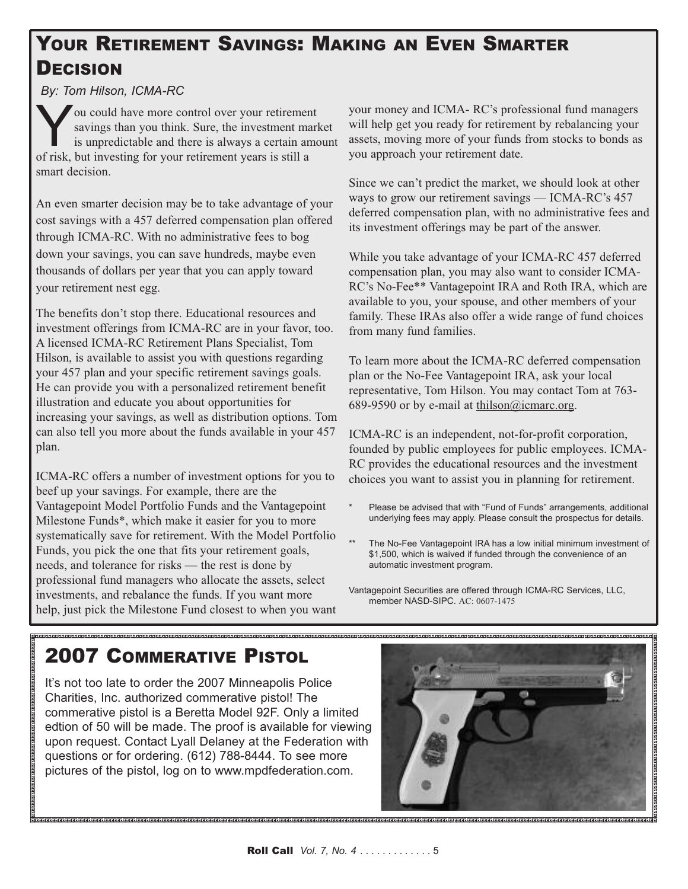## Your Retirement Savings: Making an Even Smarter Decision

*By: Tom Hilson, ICMA-RC*

You could have more control over your retirement savings than you think. Sure, the investment market is unpredictable and there is always a certain amount of risk, but investing for your retirement years is still a smart decision.

An even smarter decision may be to take advantage of your cost savings with a 457 deferred compensation plan offered through ICMA-RC. With no administrative fees to bog down your savings, you can save hundreds, maybe even thousands of dollars per year that you can apply toward your retirement nest egg.

The benefits don't stop there. Educational resources and investment offerings from ICMA-RC are in your favor, too. A licensed ICMA-RC Retirement Plans Specialist, Tom Hilson, is available to assist you with questions regarding your 457 plan and your specific retirement savings goals. He can provide you with a personalized retirement benefit illustration and educate you about opportunities for increasing your savings, as well as distribution options. Tom can also tell you more about the funds available in your 457 plan.

ICMA-RC offers a number of investment options for you to beef up your savings. For example, there are the Vantagepoint Model Portfolio Funds and the Vantagepoint Milestone Funds*, which make it easier for you to more systematically save for retirement. With the Model Portfolio Funds, you pick the one that fits your retirement goals, needs, and tolerance for risks — the rest is done by professional fund managers who allocate the assets, select investments, and rebalance the funds. If you want more help, just pick the Milestone Fund closest to when you want your money and ICMA- RC's professional fund managers will help get you ready for retirement by rebalancing your assets, moving more of your funds from stocks to bonds as you approach your retirement date.

Since we can't predict the market, we should look at other ways to grow our retirement savings — ICMA-RC's 457 deferred compensation plan, with no administrative fees and its investment offerings may be part of the answer.

While you take advantage of your ICMA-RC 457 deferred compensation plan, you may also want to consider ICMA-RC's No-Fee** Vantagepoint IRA and Roth IRA, which are available to you, your spouse, and other members of your family. These IRAs also offer a wide range of fund choices from many fund families.

To learn more about the ICMA-RC deferred compensation plan or the No-Fee Vantagepoint IRA, ask your local representative, Tom Hilson. You may contact Tom at 763-689-9590 or by e-mail at thilson@icmarc.org.

ICMA-RC is an independent, not-for-profit corporation, founded by public employees for public employees. ICMA-RC provides the educational resources and the investment choices you want to assist you in planning for retirement.

\* Please be advised that with "Fund of Funds" arrangements, additional underlying fees may apply. Please consult the prospectus for details.

\*\* The No-Fee Vantagepoint IRA has a low initial minimum investment of $1,500, which is waived if funded through the convenience of an automatic investment program.

Vantagepoint Securities are offered through ICMA-RC Services, LLC, member NASD-SIPC. AC: 0607-1475

## 2007 Commerative Pistol

It's not too late to order the 2007 Minneapolis Police Charities, Inc. authorized commerative pistol! The commerative pistol is a Beretta Model 92F. Only a limited edtion of 50 will be made. The proof is available for viewing upon request. Contact Lyall Delaney at the Federation with questions or for ordering. (612) 788-8444. To see more pictures of the pistol, log on to www.mpdfederation.com.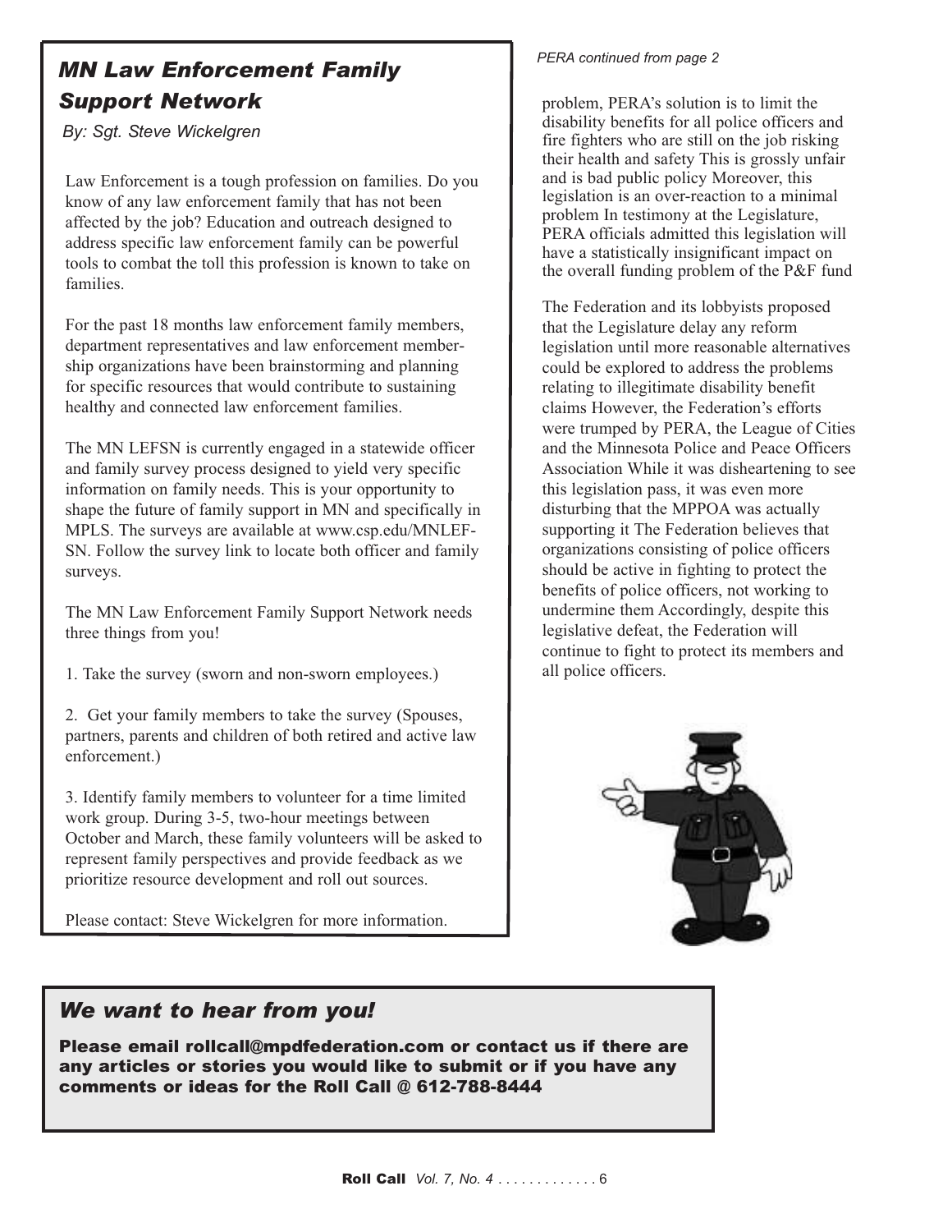## *MN Law Enforcement Family Support Network*

*By: Sgt. Steve Wickelgren*

Law Enforcement is a tough profession on families. Do you know of any law enforcement family that has not been affected by the job? Education and outreach designed to address specific law enforcement family can be powerful tools to combat the toll this profession is known to take on families.

For the past 18 months law enforcement family members, department representatives and law enforcement membership organizations have been brainstorming and planning for specific resources that would contribute to sustaining healthy and connected law enforcement families.

The MN LEFSN is currently engaged in a statewide officer and family survey process designed to yield very specific information on family needs. This is your opportunity to shape the future of family support in MN and specifically in MPLS. The surveys are available at www.csp.edu/MNLEFSN. Follow the survey link to locate both officer and family surveys.

The MN Law Enforcement Family Support Network needs three things from you!

1. Take the survey (sworn and non-sworn employees.)

2. Get your family members to take the survey (Spouses, partners, parents and children of both retired and active law enforcement.)

3. Identify family members to volunteer for a time limited work group. During 3-5, two-hour meetings between October and March, these family volunteers will be asked to represent family perspectives and provide feedback as we prioritize resource development and roll out sources.

Please contact: Steve Wickelgren for more information.

*PERA continued from page 2*

problem, PERA's solution is to limit the disability benefits for all police officers and fire fighters who are still on the job risking their health and safety This is grossly unfair and is bad public policy Moreover, this legislation is an over-reaction to a minimal problem In testimony at the Legislature, PERA officials admitted this legislation will have a statistically insignificant impact on the overall funding problem of the P&F fund

The Federation and its lobbyists proposed that the Legislature delay any reform legislation until more reasonable alternatives could be explored to address the problems relating to illegitimate disability benefit claims However, the Federation's efforts were trumped by PERA, the League of Cities and the Minnesota Police and Peace Officers Association While it was disheartening to see this legislation pass, it was even more disturbing that the MPPOA was actually supporting it The Federation believes that organizations consisting of police officers should be active in fighting to protect the benefits of police officers, not working to undermine them Accordingly, despite this legislative defeat, the Federation will continue to fight to protect its members and all police officers.

## *We want to hear from you!*

**Please email rollcall@mpdfederation.com or contact us if there are any articles or stories you would like to submit or if you have any comments or ideas for the Roll Call @ 612-788-8444**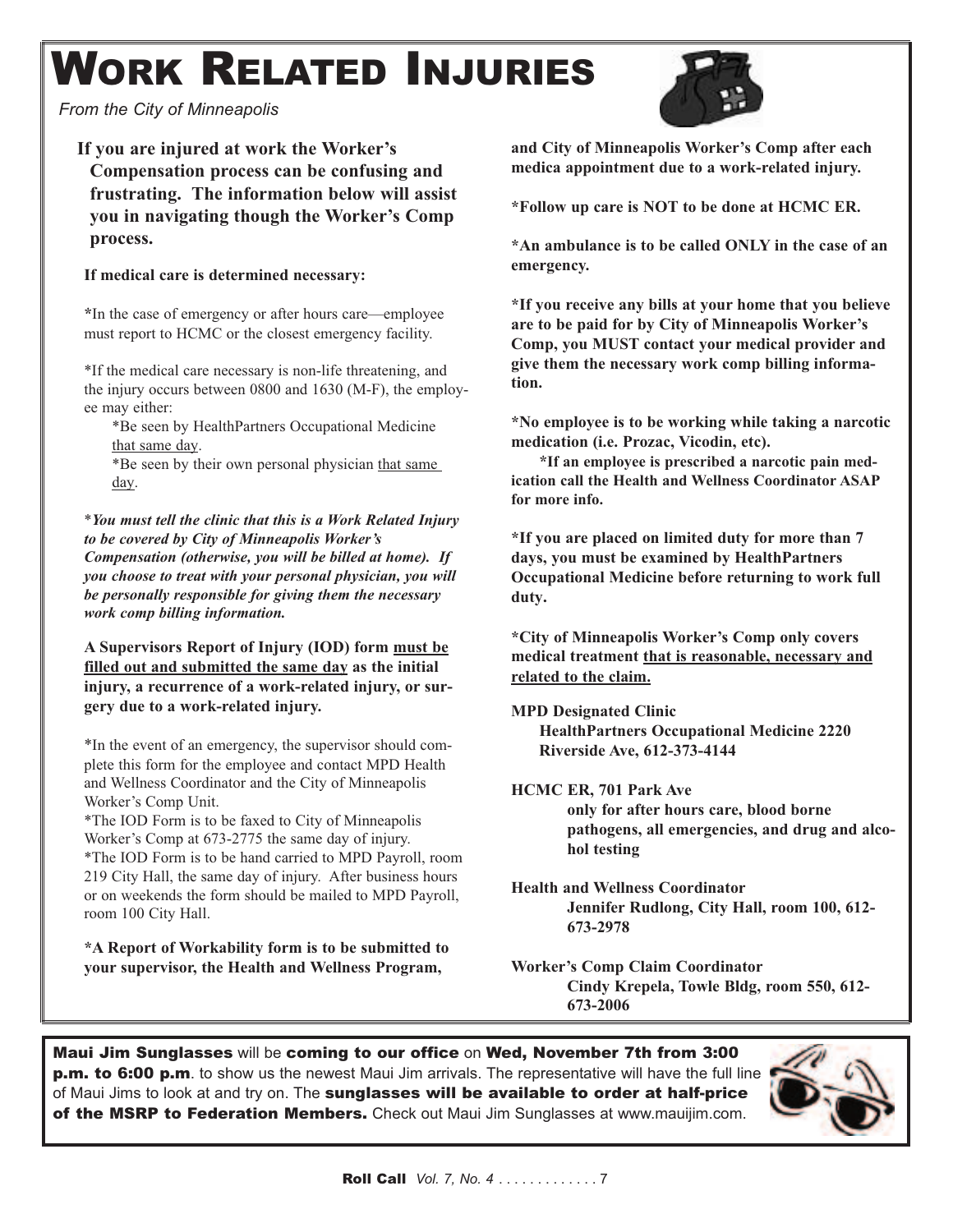# Work Related Injuries

*From the City of Minneapolis*

**If you are injured at work the Worker's Compensation process can be confusing and frustrating. The information below will assist you in navigating though the Worker's Comp process.**

**If medical care is determined necessary:**

**\***In the case of emergency or after hours care—employee must report to HCMC or the closest emergency facility.

*If the medical care necessary is non-life threatening, and the injury occurs between 0800 and 1630 (M-F), the employee may either:

- *Be seen by HealthPartners Occupational Medicine <u>that same day</u>.
- *Be seen by their own personal physician <u>that same day</u>.

****You must tell the clinic that this is a Work Related Injury to be covered by City of Minneapolis Worker's Compensation (otherwise, you will be billed at home). If you choose to treat with your personal physician, you will be personally responsible for giving them the necessary work comp billing information.***

**A Supervisors Report of Injury (IOD) form <u>must be filled out and submitted the same day</u> as the initial injury, a recurrence of a work-related injury, or surgery due to a work-related injury.**

*In the event of an emergency, the supervisor should complete this form for the employee and contact MPD Health and Wellness Coordinator and the City of Minneapolis Worker's Comp Unit.
*The IOD Form is to be faxed to City of Minneapolis Worker's Comp at 673-2775 the same day of injury.
*The IOD Form is to be hand carried to MPD Payroll, room 219 City Hall, the same day of injury. After business hours or on weekends the form should be mailed to MPD Payroll, room 100 City Hall.

**\*A Report of Workability form is to be submitted to your supervisor, the Health and Wellness Program, and City of Minneapolis Worker's Comp after each medica appointment due to a work-related injury.**

**\*Follow up care is NOT to be done at HCMC ER.**

**\*An ambulance is to be called ONLY in the case of an emergency.**

**\*If you receive any bills at your home that you believe are to be paid for by City of Minneapolis Worker's Comp, you MUST contact your medical provider and give them the necessary work comp billing information.**

**\*No employee is to be working while taking a narcotic medication (i.e. Prozac, Vicodin, etc).**

**\*If an employee is prescribed a narcotic pain medication call the Health and Wellness Coordinator ASAP for more info.**

**\*If you are placed on limited duty for more than 7 days, you must be examined by HealthPartners Occupational Medicine before returning to work full duty.**

**\*City of Minneapolis Worker's Comp only covers medical treatment <u>that is reasonable, necessary and related to the claim.</u>**

**MPD Designated Clinic**
**HealthPartners Occupational Medicine 2220 Riverside Ave, 612-373-4144**

**HCMC ER, 701 Park Ave**
**only for after hours care, blood borne pathogens, all emergencies, and drug and alcohol testing**

**Health and Wellness Coordinator**
**Jennifer Rudlong, City Hall, room 100, 612-673-2978**

**Worker's Comp Claim Coordinator**
**Cindy Krepela, Towle Bldg, room 550, 612-673-2006**

---

**Maui Jim Sunglasses** will be **coming to our office** on **Wed, November 7th from 3:00 p.m. to 6:00 p.m**. to show us the newest Maui Jim arrivals. The representative will have the full line of Maui Jims to look at and try on. The **sunglasses will be available to order at half-price of the MSRP to Federation Members.** Check out Maui Jim Sunglasses at www.mauijim.com.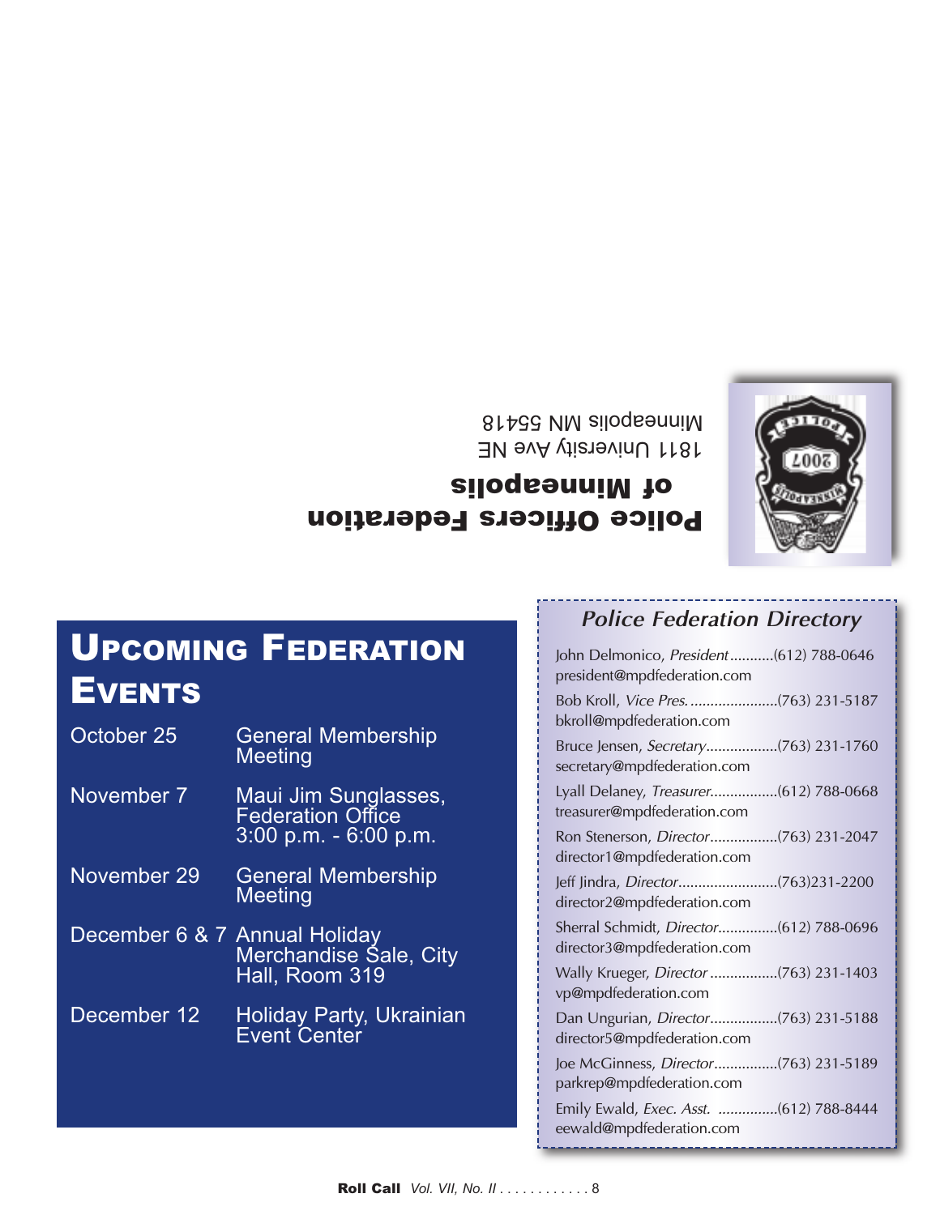Police Officers Federation
of Minneapolis
1811 University Ave NE
Minneapolis MN 55418

## Upcoming Federation Events

| | |
|---|---|
| October 25 | General Membership Meeting |
| November 7 | Maui Jim Sunglasses, Federation Office 3:00 p.m. - 6:00 p.m. |
| November 29 | General Membership Meeting |
| December 6 & 7 | Annual Holiday Merchandise Sale, City Hall, Room 319 |
| December 12 | Holiday Party, Ukrainian Event Center |

## *Police Federation Directory*

John Delmonico, *President*...........(612) 788-0646
president@mpdfederation.com

Bob Kroll, *Vice Pres.*......................(763) 231-5187
bkroll@mpdfederation.com

Bruce Jensen, *Secretary*..................(763) 231-1760
secretary@mpdfederation.com

Lyall Delaney, *Treasurer*.................(612) 788-0668
treasurer@mpdfederation.com

Ron Stenerson, *Director*.................(763) 231-2047
director1@mpdfederation.com

Jeff Jindra, *Director*.........................(763)231-2200
director2@mpdfederation.com

Sherral Schmidt, *Director*...............(612) 788-0696
director3@mpdfederation.com

Wally Krueger, *Director*.................(763) 231-1403
vp@mpdfederation.com

Dan Ungurian, *Director*.................(763) 231-5188
director5@mpdfederation.com

Joe McGinness, *Director*................(763) 231-5189
parkrep@mpdfederation.com

Emily Ewald, *Exec. Asst.* ...............(612) 788-8444
eewald@mpdfederation.com